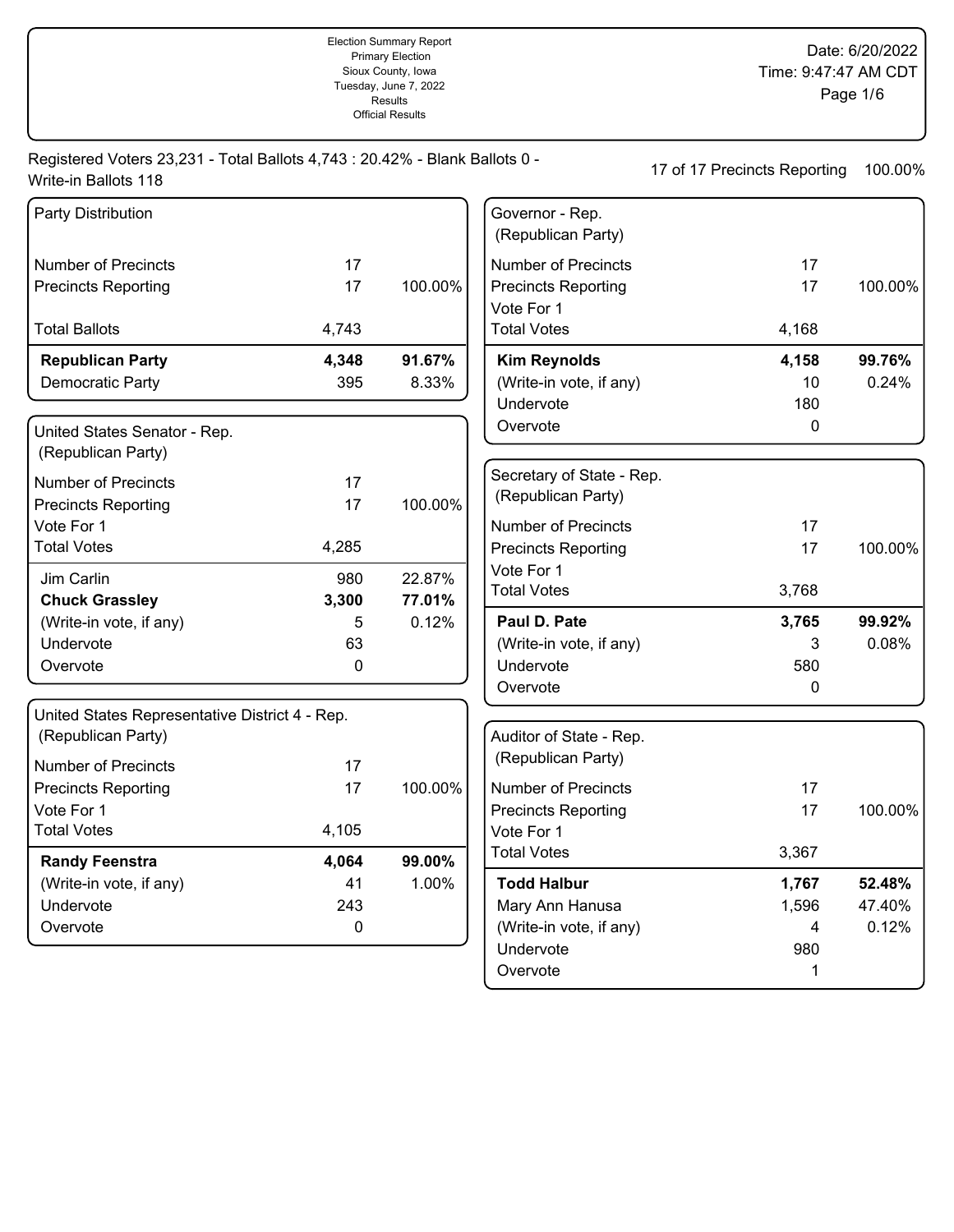Election Summary Report
Primary Election
Sioux County, Iowa
Tuesday, June 7, 2022
Results
Official Results

Date: 6/20/2022
Time: 9:47:47 AM CDT

Registered Voters 23,231 - Total Ballots 4,743 : 20.42% - Blank Ballots 0 - Write-in Ballots 118

17 of 17 Precincts Reporting 100.00%

### Party Distribution

| | | |
|---|---|---|
| Number of Precincts | 17 | |
| Precincts Reporting | 17 | 100.00% |
| Total Ballots | 4,743 | |
| **Republican Party** | **4,348** | **91.67%** |
| Democratic Party | 395 | 8.33% |

### United States Senator - Rep. (Republican Party)

| | | |
|---|---|---|
| Number of Precincts | 17 | |
| Precincts Reporting | 17 | 100.00% |
| Vote For 1 | | |
| Total Votes | 4,285 | |
| Jim Carlin | 980 | 22.87% |
| **Chuck Grassley** | **3,300** | **77.01%** |
| (Write-in vote, if any) | 5 | 0.12% |
| Undervote | 63 | |
| Overvote | 0 | |

### United States Representative District 4 - Rep. (Republican Party)

| | | |
|---|---|---|
| Number of Precincts | 17 | |
| Precincts Reporting | 17 | 100.00% |
| Vote For 1 | | |
| Total Votes | 4,105 | |
| **Randy Feenstra** | **4,064** | **99.00%** |
| (Write-in vote, if any) | 41 | 1.00% |
| Undervote | 243 | |
| Overvote | 0 | |

### Governor - Rep. (Republican Party)

| | | |
|---|---|---|
| Number of Precincts | 17 | |
| Precincts Reporting | 17 | 100.00% |
| Vote For 1 | | |
| Total Votes | 4,168 | |
| **Kim Reynolds** | **4,158** | **99.76%** |
| (Write-in vote, if any) | 10 | 0.24% |
| Undervote | 180 | |
| Overvote | 0 | |

### Secretary of State - Rep. (Republican Party)

| | | |
|---|---|---|
| Number of Precincts | 17 | |
| Precincts Reporting | 17 | 100.00% |
| Vote For 1 | | |
| Total Votes | 3,768 | |
| **Paul D. Pate** | **3,765** | **99.92%** |
| (Write-in vote, if any) | 3 | 0.08% |
| Undervote | 580 | |
| Overvote | 0 | |

### Auditor of State - Rep. (Republican Party)

| | | |
|---|---|---|
| Number of Precincts | 17 | |
| Precincts Reporting | 17 | 100.00% |
| Vote For 1 | | |
| Total Votes | 3,367 | |
| **Todd Halbur** | **1,767** | **52.48%** |
| Mary Ann Hanusa | 1,596 | 47.40% |
| (Write-in vote, if any) | 4 | 0.12% |
| Undervote | 980 | |
| Overvote | 1 | |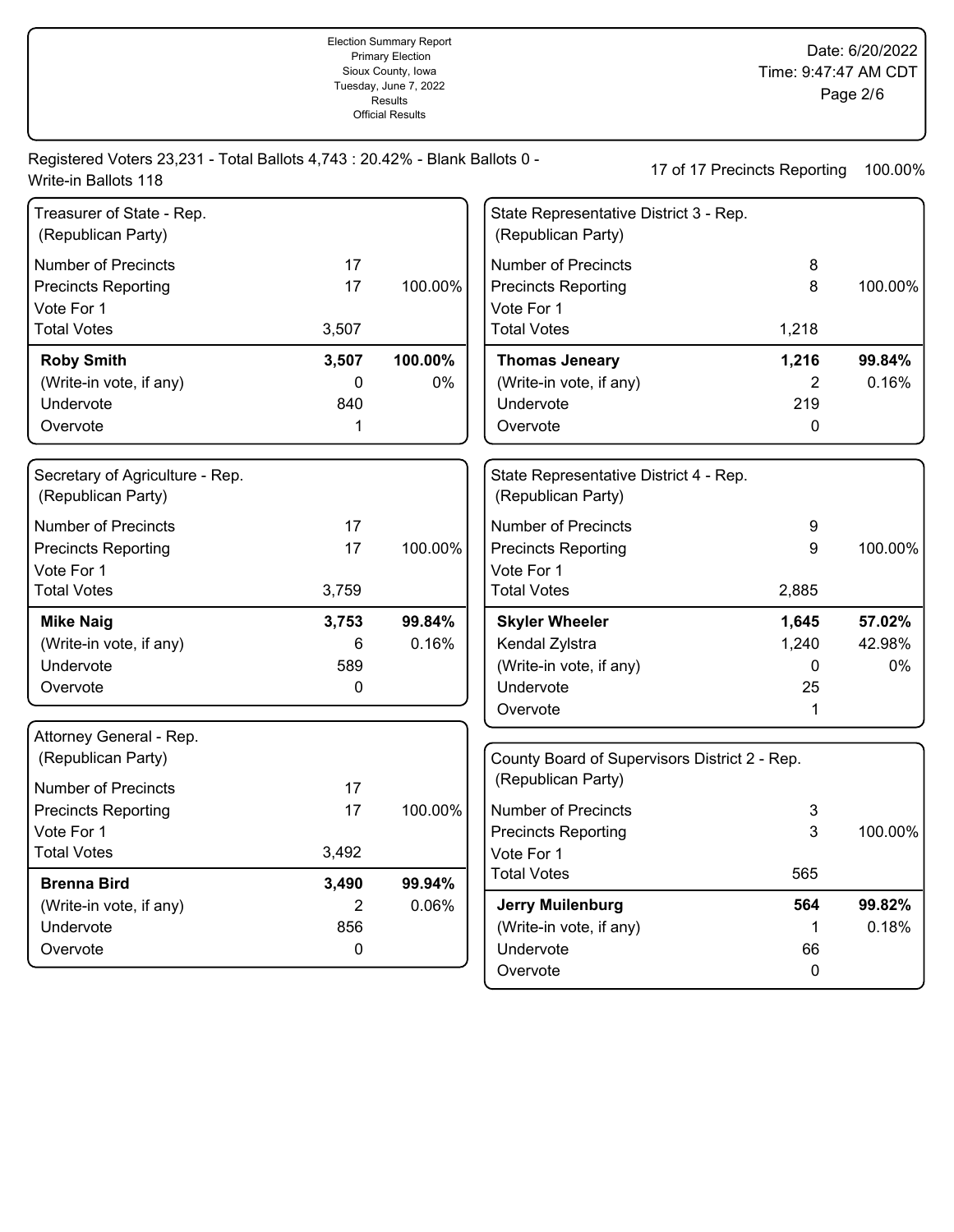Election Summary Report
Primary Election
Sioux County, Iowa
Tuesday, June 7, 2022
Results
Official Results

Date: 6/20/2022
Time: 9:47:47 AM CDT

Registered Voters 23,231 - Total Ballots 4,743 : 20.42% - Blank Ballots 0 - Write-in Ballots 118

17 of 17 Precincts Reporting 100.00%

### Treasurer of State - Rep. (Republican Party)

| | | |
|---|---|---|
| Number of Precincts | 17 | |
| Precincts Reporting | 17 | 100.00% |
| Vote For 1 | | |
| Total Votes | 3,507 | |
| **Roby Smith** | **3,507** | **100.00%** |
| (Write-in vote, if any) | 0 | 0% |
| Undervote | 840 | |
| Overvote | 1 | |

### Secretary of Agriculture - Rep. (Republican Party)

| | | |
|---|---|---|
| Number of Precincts | 17 | |
| Precincts Reporting | 17 | 100.00% |
| Vote For 1 | | |
| Total Votes | 3,759 | |
| **Mike Naig** | **3,753** | **99.84%** |
| (Write-in vote, if any) | 6 | 0.16% |
| Undervote | 589 | |
| Overvote | 0 | |

### Attorney General - Rep. (Republican Party)

| | | |
|---|---|---|
| Number of Precincts | 17 | |
| Precincts Reporting | 17 | 100.00% |
| Vote For 1 | | |
| Total Votes | 3,492 | |
| **Brenna Bird** | **3,490** | **99.94%** |
| (Write-in vote, if any) | 2 | 0.06% |
| Undervote | 856 | |
| Overvote | 0 | |

### State Representative District 3 - Rep. (Republican Party)

| | | |
|---|---|---|
| Number of Precincts | 8 | |
| Precincts Reporting | 8 | 100.00% |
| Vote For 1 | | |
| Total Votes | 1,218 | |
| **Thomas Jeneary** | **1,216** | **99.84%** |
| (Write-in vote, if any) | 2 | 0.16% |
| Undervote | 219 | |
| Overvote | 0 | |

### State Representative District 4 - Rep. (Republican Party)

| | | |
|---|---|---|
| Number of Precincts | 9 | |
| Precincts Reporting | 9 | 100.00% |
| Vote For 1 | | |
| Total Votes | 2,885 | |
| **Skyler Wheeler** | **1,645** | **57.02%** |
| Kendal Zylstra | 1,240 | 42.98% |
| (Write-in vote, if any) | 0 | 0% |
| Undervote | 25 | |
| Overvote | 1 | |

### County Board of Supervisors District 2 - Rep. (Republican Party)

| | | |
|---|---|---|
| Number of Precincts | 3 | |
| Precincts Reporting | 3 | 100.00% |
| Vote For 1 | | |
| Total Votes | 565 | |
| **Jerry Muilenburg** | **564** | **99.82%** |
| (Write-in vote, if any) | 1 | 0.18% |
| Undervote | 66 | |
| Overvote | 0 | |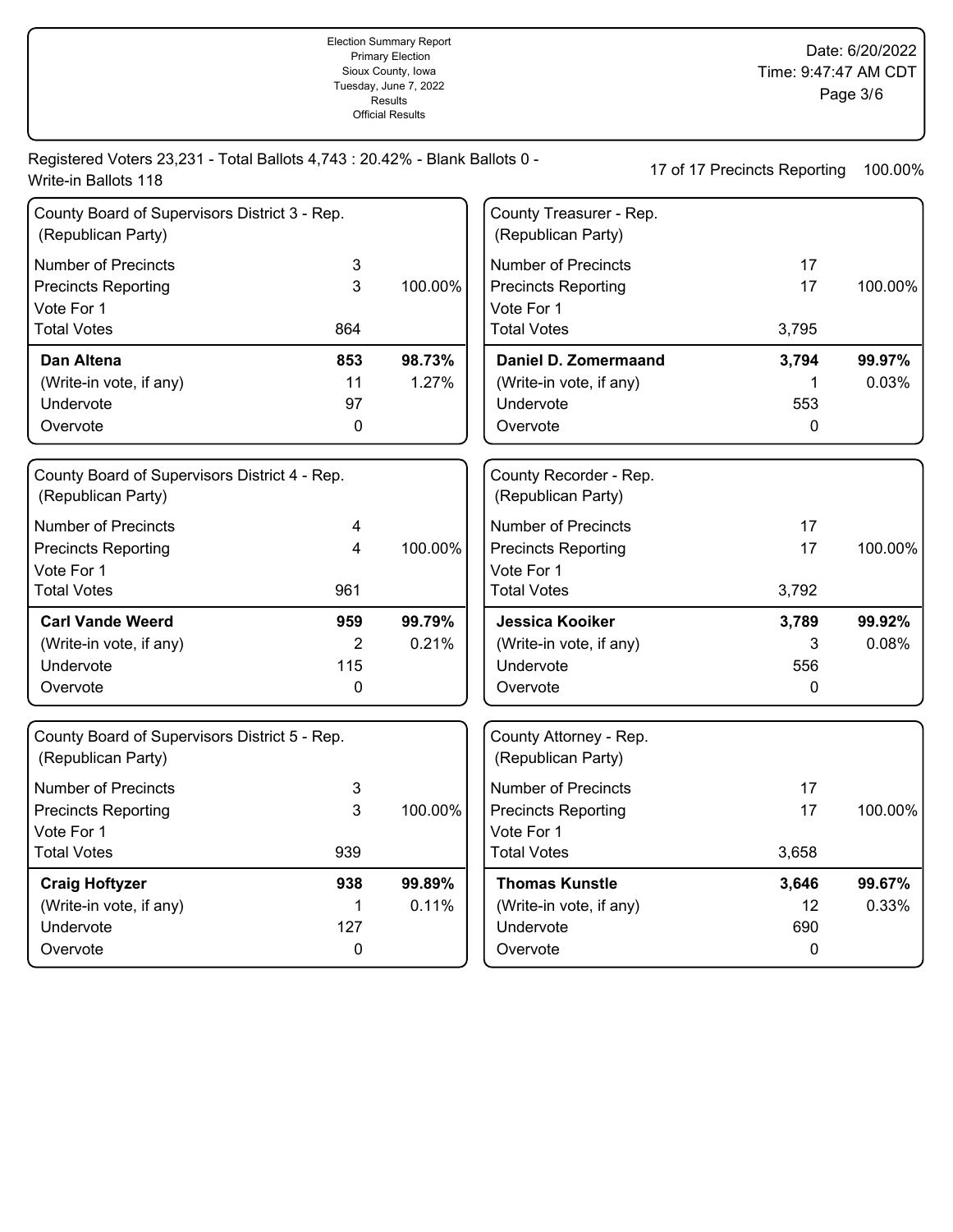Election Summary Report
Primary Election
Sioux County, Iowa
Tuesday, June 7, 2022
Results
Official Results

Date: 6/20/2022
Time: 9:47:47 AM CDT

Registered Voters 23,231 - Total Ballots 4,743 : 20.42% - Blank Ballots 0 - Write-in Ballots 118

17 of 17 Precincts Reporting 100.00%

### County Board of Supervisors District 3 - Rep. (Republican Party)

| | | |
|---|---|---|
| Number of Precincts | 3 | |
| Precincts Reporting | 3 | 100.00% |
| Vote For 1 | | |
| Total Votes | 864 | |
| **Dan Altena** | **853** | **98.73%** |
| (Write-in vote, if any) | 11 | 1.27% |
| Undervote | 97 | |
| Overvote | 0 | |

### County Treasurer - Rep. (Republican Party)

| | | |
|---|---|---|
| Number of Precincts | 17 | |
| Precincts Reporting | 17 | 100.00% |
| Vote For 1 | | |
| Total Votes | 3,795 | |
| **Daniel D. Zomermaand** | **3,794** | **99.97%** |
| (Write-in vote, if any) | 1 | 0.03% |
| Undervote | 553 | |
| Overvote | 0 | |

### County Board of Supervisors District 4 - Rep. (Republican Party)

| | | |
|---|---|---|
| Number of Precincts | 4 | |
| Precincts Reporting | 4 | 100.00% |
| Vote For 1 | | |
| Total Votes | 961 | |
| **Carl Vande Weerd** | **959** | **99.79%** |
| (Write-in vote, if any) | 2 | 0.21% |
| Undervote | 115 | |
| Overvote | 0 | |

### County Recorder - Rep. (Republican Party)

| | | |
|---|---|---|
| Number of Precincts | 17 | |
| Precincts Reporting | 17 | 100.00% |
| Vote For 1 | | |
| Total Votes | 3,792 | |
| **Jessica Kooiker** | **3,789** | **99.92%** |
| (Write-in vote, if any) | 3 | 0.08% |
| Undervote | 556 | |
| Overvote | 0 | |

### County Board of Supervisors District 5 - Rep. (Republican Party)

| | | |
|---|---|---|
| Number of Precincts | 3 | |
| Precincts Reporting | 3 | 100.00% |
| Vote For 1 | | |
| Total Votes | 939 | |
| **Craig Hoftyzer** | **938** | **99.89%** |
| (Write-in vote, if any) | 1 | 0.11% |
| Undervote | 127 | |
| Overvote | 0 | |

### County Attorney - Rep. (Republican Party)

| | | |
|---|---|---|
| Number of Precincts | 17 | |
| Precincts Reporting | 17 | 100.00% |
| Vote For 1 | | |
| Total Votes | 3,658 | |
| **Thomas Kunstle** | **3,646** | **99.67%** |
| (Write-in vote, if any) | 12 | 0.33% |
| Undervote | 690 | |
| Overvote | 0 | |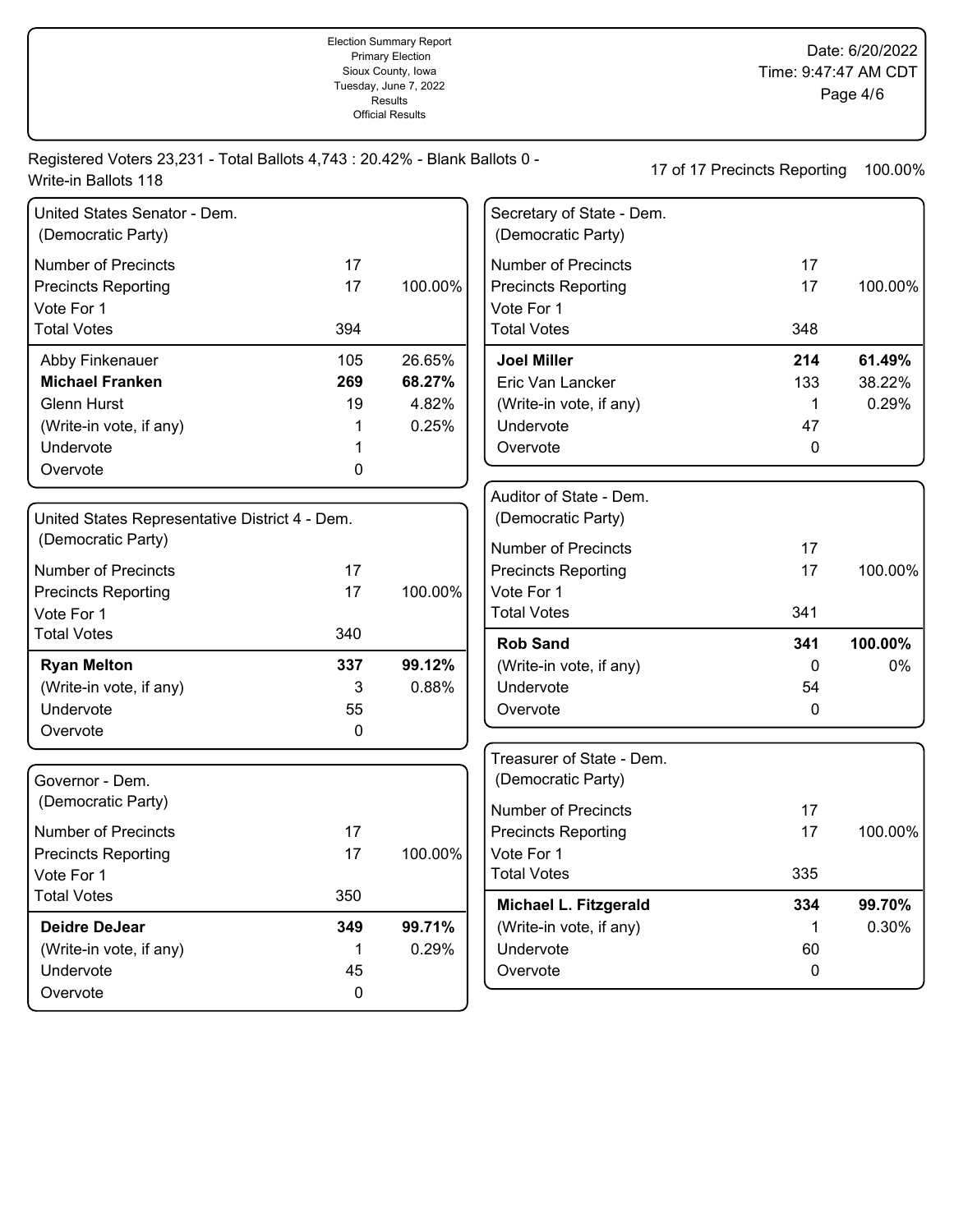Election Summary Report
Primary Election
Sioux County, Iowa
Tuesday, June 7, 2022
Results
Official Results

Date: 6/20/2022
Time: 9:47:47 AM CDT

Registered Voters 23,231 - Total Ballots 4,743 : 20.42% - Blank Ballots 0 - Write-in Ballots 118

17 of 17 Precincts Reporting 100.00%

## United States Senator - Dem. (Democratic Party)

| | | |
|---|---|---|
| Number of Precincts | 17 | |
| Precincts Reporting | 17 | 100.00% |
| Vote For 1 | | |
| Total Votes | 394 | |
| Abby Finkenauer | 105 | 26.65% |
| **Michael Franken** | **269** | **68.27%** |
| Glenn Hurst | 19 | 4.82% |
| (Write-in vote, if any) | 1 | 0.25% |
| Undervote | 1 | |
| Overvote | 0 | |

## United States Representative District 4 - Dem. (Democratic Party)

| | | |
|---|---|---|
| Number of Precincts | 17 | |
| Precincts Reporting | 17 | 100.00% |
| Vote For 1 | | |
| Total Votes | 340 | |
| **Ryan Melton** | **337** | **99.12%** |
| (Write-in vote, if any) | 3 | 0.88% |
| Undervote | 55 | |
| Overvote | 0 | |

## Governor - Dem. (Democratic Party)

| | | |
|---|---|---|
| Number of Precincts | 17 | |
| Precincts Reporting | 17 | 100.00% |
| Vote For 1 | | |
| Total Votes | 350 | |
| **Deidre DeJear** | **349** | **99.71%** |
| (Write-in vote, if any) | 1 | 0.29% |
| Undervote | 45 | |
| Overvote | 0 | |

## Secretary of State - Dem. (Democratic Party)

| | | |
|---|---|---|
| Number of Precincts | 17 | |
| Precincts Reporting | 17 | 100.00% |
| Vote For 1 | | |
| Total Votes | 348 | |
| **Joel Miller** | **214** | **61.49%** |
| Eric Van Lancker | 133 | 38.22% |
| (Write-in vote, if any) | 1 | 0.29% |
| Undervote | 47 | |
| Overvote | 0 | |

## Auditor of State - Dem. (Democratic Party)

| | | |
|---|---|---|
| Number of Precincts | 17 | |
| Precincts Reporting | 17 | 100.00% |
| Vote For 1 | | |
| Total Votes | 341 | |
| **Rob Sand** | **341** | **100.00%** |
| (Write-in vote, if any) | 0 | 0% |
| Undervote | 54 | |
| Overvote | 0 | |

## Treasurer of State - Dem. (Democratic Party)

| | | |
|---|---|---|
| Number of Precincts | 17 | |
| Precincts Reporting | 17 | 100.00% |
| Vote For 1 | | |
| Total Votes | 335 | |
| **Michael L. Fitzgerald** | **334** | **99.70%** |
| (Write-in vote, if any) | 1 | 0.30% |
| Undervote | 60 | |
| Overvote | 0 | |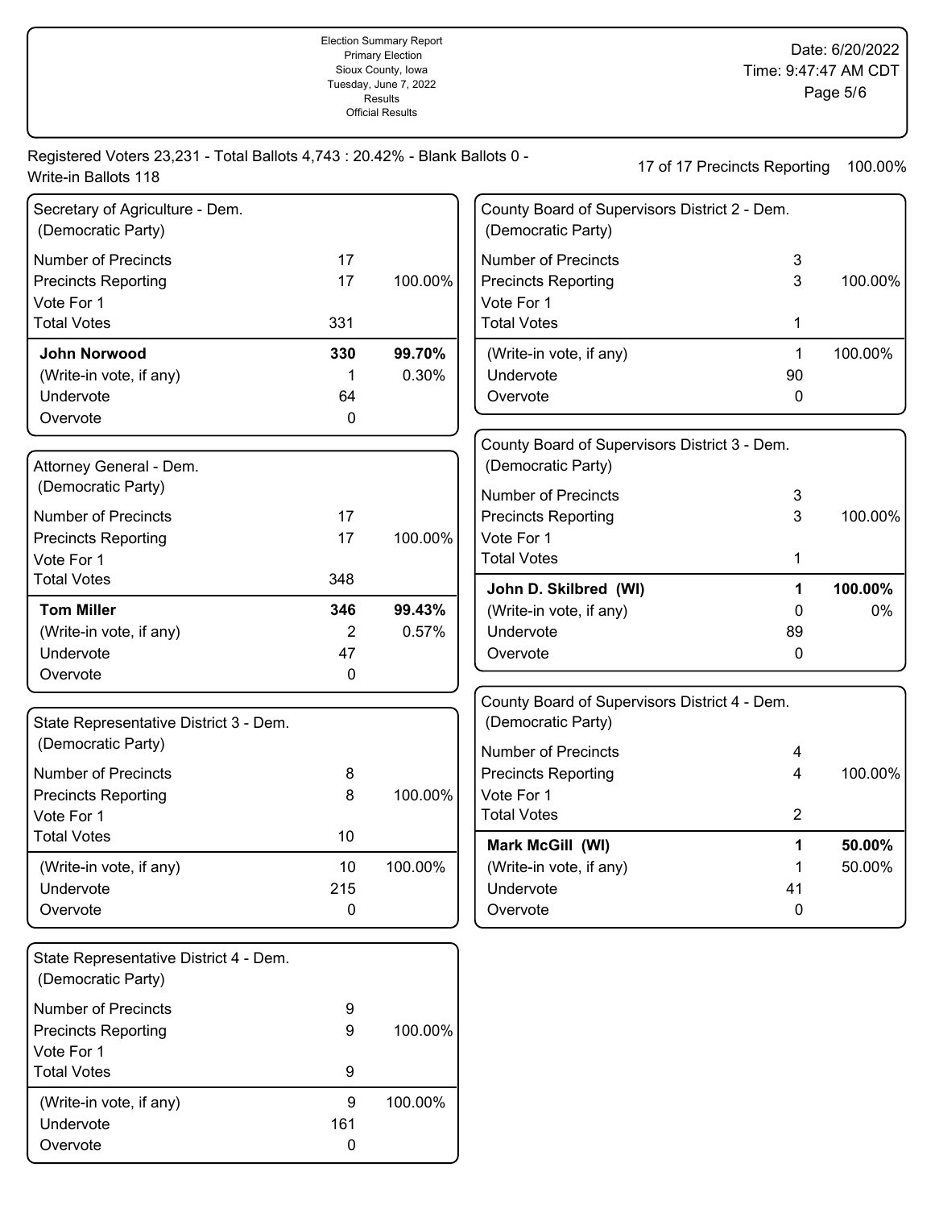Election Summary Report
Primary Election
Sioux County, Iowa
Tuesday, June 7, 2022
Results
Official Results

Date: 6/20/2022
Time: 9:47:47 AM CDT

Registered Voters 23,231 - Total Ballots 4,743 : 20.42% - Blank Ballots 0 - Write-in Ballots 118

17 of 17 Precincts Reporting 100.00%

## Secretary of Agriculture - Dem. (Democratic Party)

| | | |
|---|---|---|
| Number of Precincts | 17 | |
| Precincts Reporting | 17 | 100.00% |
| Vote For 1 | | |
| Total Votes | 331 | |
| **John Norwood** | **330** | **99.70%** |
| (Write-in vote, if any) | 1 | 0.30% |
| Undervote | 64 | |
| Overvote | 0 | |

## Attorney General - Dem. (Democratic Party)

| | | |
|---|---|---|
| Number of Precincts | 17 | |
| Precincts Reporting | 17 | 100.00% |
| Vote For 1 | | |
| Total Votes | 348 | |
| **Tom Miller** | **346** | **99.43%** |
| (Write-in vote, if any) | 2 | 0.57% |
| Undervote | 47 | |
| Overvote | 0 | |

## State Representative District 3 - Dem. (Democratic Party)

| | | |
|---|---|---|
| Number of Precincts | 8 | |
| Precincts Reporting | 8 | 100.00% |
| Vote For 1 | | |
| Total Votes | 10 | |
| (Write-in vote, if any) | 10 | 100.00% |
| Undervote | 215 | |
| Overvote | 0 | |

## State Representative District 4 - Dem. (Democratic Party)

| | | |
|---|---|---|
| Number of Precincts | 9 | |
| Precincts Reporting | 9 | 100.00% |
| Vote For 1 | | |
| Total Votes | 9 | |
| (Write-in vote, if any) | 9 | 100.00% |
| Undervote | 161 | |
| Overvote | 0 | |

## County Board of Supervisors District 2 - Dem. (Democratic Party)

| | | |
|---|---|---|
| Number of Precincts | 3 | |
| Precincts Reporting | 3 | 100.00% |
| Vote For 1 | | |
| Total Votes | 1 | |
| (Write-in vote, if any) | 1 | 100.00% |
| Undervote | 90 | |
| Overvote | 0 | |

## County Board of Supervisors District 3 - Dem. (Democratic Party)

| | | |
|---|---|---|
| Number of Precincts | 3 | |
| Precincts Reporting | 3 | 100.00% |
| Vote For 1 | | |
| Total Votes | 1 | |
| **John D. Skilbred (WI)** | **1** | **100.00%** |
| (Write-in vote, if any) | 0 | 0% |
| Undervote | 89 | |
| Overvote | 0 | |

## County Board of Supervisors District 4 - Dem. (Democratic Party)

| | | |
|---|---|---|
| Number of Precincts | 4 | |
| Precincts Reporting | 4 | 100.00% |
| Vote For 1 | | |
| Total Votes | 2 | |
| **Mark McGill (WI)** | **1** | **50.00%** |
| (Write-in vote, if any) | 1 | 50.00% |
| Undervote | 41 | |
| Overvote | 0 | |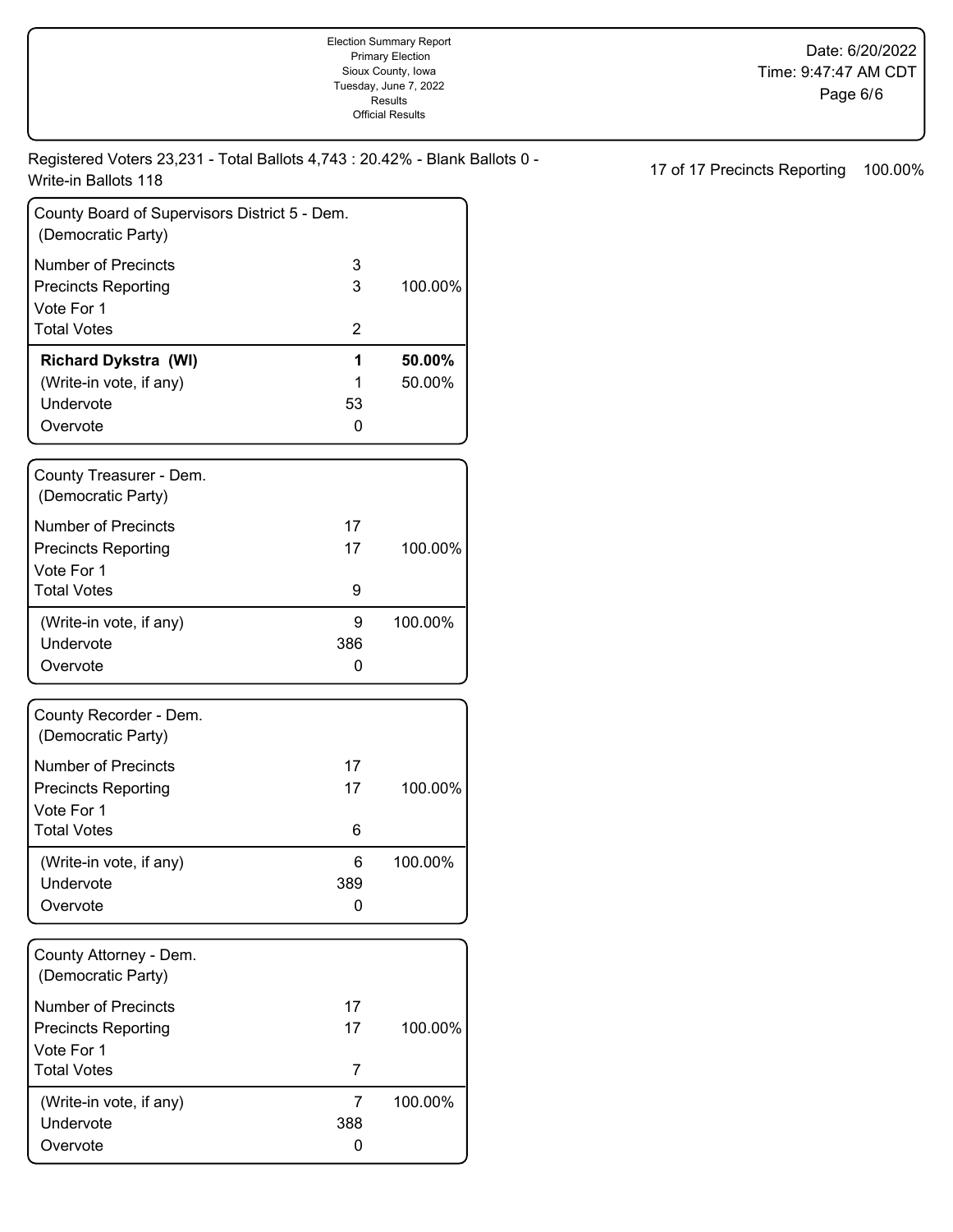Election Summary Report
Primary Election
Sioux County, Iowa
Tuesday, June 7, 2022
Results
Official Results

Date: 6/20/2022
Time: 9:47:47 AM CDT

Registered Voters 23,231 - Total Ballots 4,743 : 20.42% - Blank Ballots 0 - Write-in Ballots 118

17 of 17 Precincts Reporting 100.00%

### County Board of Supervisors District 5 - Dem. (Democratic Party)

| | | |
|---|---|---|
| Number of Precincts | 3 | |
| Precincts Reporting | 3 | 100.00% |
| Vote For 1 | | |
| Total Votes | 2 | |
| **Richard Dykstra (WI)** | **1** | **50.00%** |
| (Write-in vote, if any) | 1 | 50.00% |
| Undervote | 53 | |
| Overvote | 0 | |

### County Treasurer - Dem. (Democratic Party)

| | | |
|---|---|---|
| Number of Precincts | 17 | |
| Precincts Reporting | 17 | 100.00% |
| Vote For 1 | | |
| Total Votes | 9 | |
| (Write-in vote, if any) | 9 | 100.00% |
| Undervote | 386 | |
| Overvote | 0 | |

### County Recorder - Dem. (Democratic Party)

| | | |
|---|---|---|
| Number of Precincts | 17 | |
| Precincts Reporting | 17 | 100.00% |
| Vote For 1 | | |
| Total Votes | 6 | |
| (Write-in vote, if any) | 6 | 100.00% |
| Undervote | 389 | |
| Overvote | 0 | |

### County Attorney - Dem. (Democratic Party)

| | | |
|---|---|---|
| Number of Precincts | 17 | |
| Precincts Reporting | 17 | 100.00% |
| Vote For 1 | | |
| Total Votes | 7 | |
| (Write-in vote, if any) | 7 | 100.00% |
| Undervote | 388 | |
| Overvote | 0 | |